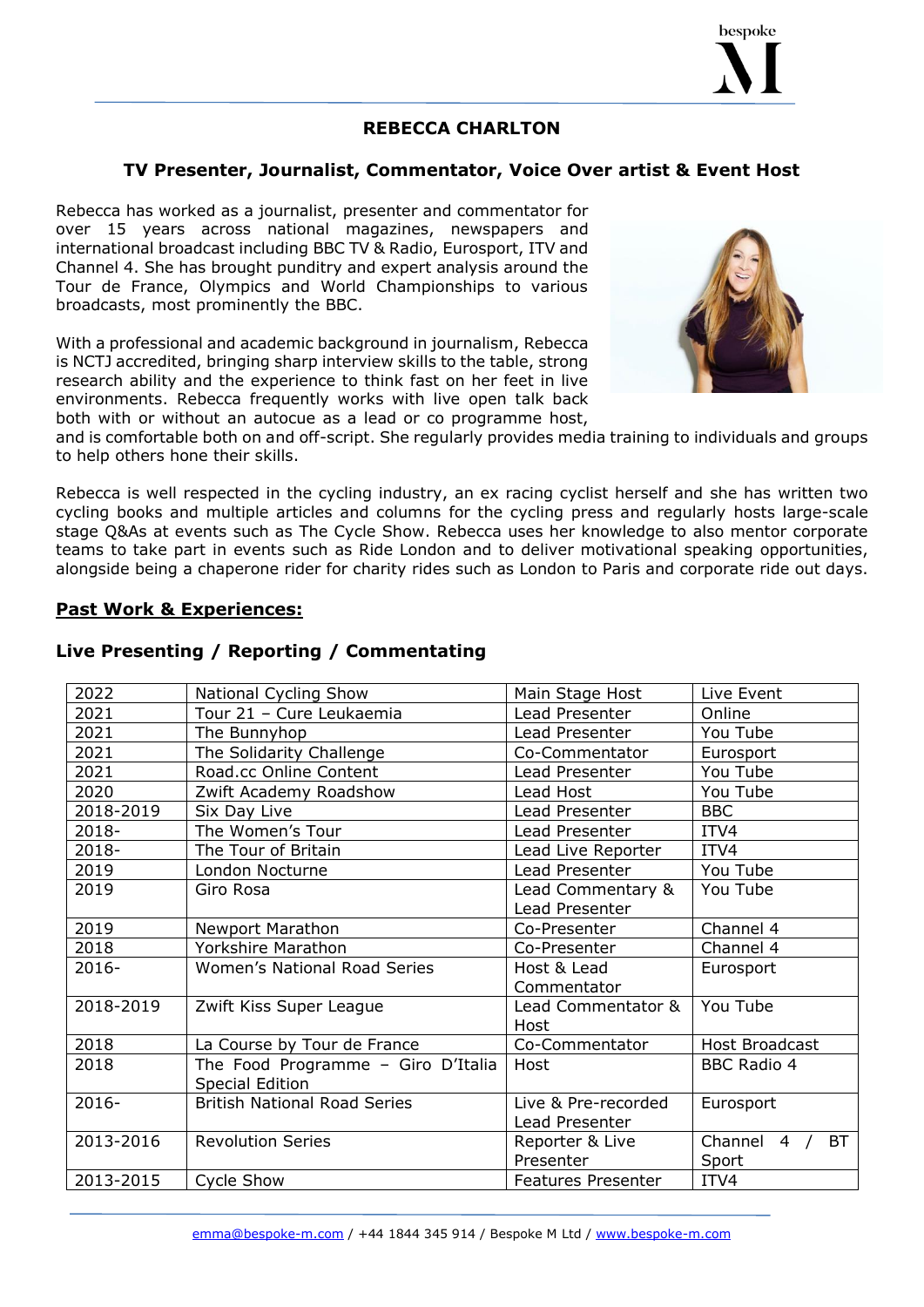# REBECCA CHARLTON

## TV Presenter, Journalist, Commentator, Voice Over artist & Event Host

Rebecca has worked as a journalist, presenter and commentator for over 15 years across national magazines, newspapers and international broadcast including BBC TV & Radio, Eurosport, ITV and Channel 4. She has brought punditry and expert analysis around the Tour de France, Olympics and World Championships to various broadcasts, most prominently the BBC.

With a professional and academic background in journalism, Rebecca is NCTJ accredited, bringing sharp interview skills to the table, strong research ability and the experience to think fast on her feet in live environments. Rebecca frequently works with live open talk back both with or without an autocue as a lead or co programme host, and is comfortable both on and off-script. She regularly provides media training to individuals and groups to help others hone their skills.

Rebecca is well respected in the cycling industry, an ex racing cyclist herself and she has written two cycling books and multiple articles and columns for the cycling press and regularly hosts large-scale stage Q&As at events such as The Cycle Show. Rebecca uses her knowledge to also mentor corporate teams to take part in events such as Ride London and to deliver motivational speaking opportunities, alongside being a chaperone rider for charity rides such as London to Paris and corporate ride out days.

## <u>Past Work & Experiences:</u>

### Live Presenting / Reporting / Commentating

| | | | |
|---|---|---|---|
| 2022 | National Cycling Show | Main Stage Host | Live Event |
| 2021 | Tour 21 – Cure Leukaemia | Lead Presenter | Online |
| 2021 | The Bunnyhop | Lead Presenter | You Tube |
| 2021 | The Solidarity Challenge | Co-Commentator | Eurosport |
| 2021 | Road.cc Online Content | Lead Presenter | You Tube |
| 2020 | Zwift Academy Roadshow | Lead Host | You Tube |
| 2018-2019 | Six Day Live | Lead Presenter | BBC |
| 2018- | The Women's Tour | Lead Presenter | ITV4 |
| 2018- | The Tour of Britain | Lead Live Reporter | ITV4 |
| 2019 | London Nocturne | Lead Presenter | You Tube |
| 2019 | Giro Rosa | Lead Commentary & Lead Presenter | You Tube |
| 2019 | Newport Marathon | Co-Presenter | Channel 4 |
| 2018 | Yorkshire Marathon | Co-Presenter | Channel 4 |
| 2016- | Women's National Road Series | Host & Lead Commentator | Eurosport |
| 2018-2019 | Zwift Kiss Super League | Lead Commentator & Host | You Tube |
| 2018 | La Course by Tour de France | Co-Commentator | Host Broadcast |
| 2018 | The Food Programme – Giro D'Italia Special Edition | Host | BBC Radio 4 |
| 2016- | British National Road Series | Live & Pre-recorded Lead Presenter | Eurosport |
| 2013-2016 | Revolution Series | Reporter & Live Presenter | Channel 4 / BT Sport |
| 2013-2015 | Cycle Show | Features Presenter | ITV4 |

emma@bespoke-m.com / +44 1844 345 914 / Bespoke M Ltd / www.bespoke-m.com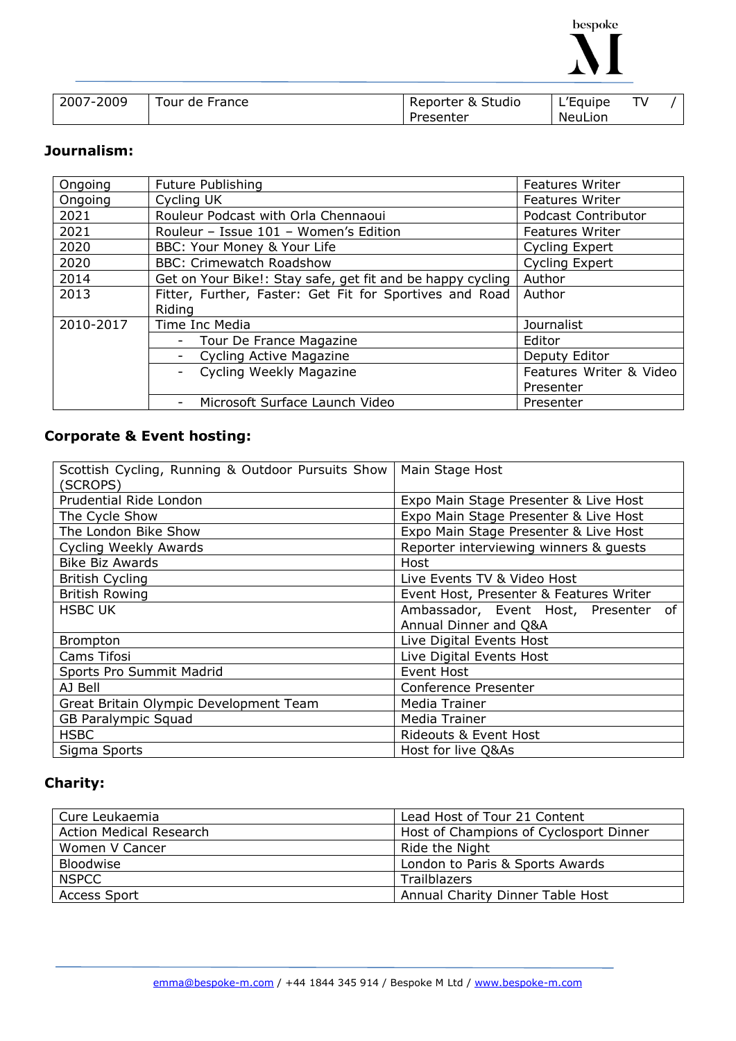| | | | |
|---|---|---|---|
| 2007-2009 | Tour de France | Reporter & Studio Presenter | L'Equipe TV / NeuLion |

## Journalism:

| | | |
|---|---|---|
| Ongoing | Future Publishing | Features Writer |
| Ongoing | Cycling UK | Features Writer |
| 2021 | Rouleur Podcast with Orla Chennaoui | Podcast Contributor |
| 2021 | Rouleur – Issue 101 – Women's Edition | Features Writer |
| 2020 | BBC: Your Money & Your Life | Cycling Expert |
| 2020 | BBC: Crimewatch Roadshow | Cycling Expert |
| 2014 | Get on Your Bike!: Stay safe, get fit and be happy cycling | Author |
| 2013 | Fitter, Further, Faster: Get Fit for Sportives and Road Riding | Author |
| 2010-2017 | Time Inc Media | Journalist |
| | - Tour De France Magazine | Editor |
| | - Cycling Active Magazine | Deputy Editor |
| | - Cycling Weekly Magazine | Features Writer & Video Presenter |
| | - Microsoft Surface Launch Video | Presenter |

## Corporate & Event hosting:

| | |
|---|---|
| Scottish Cycling, Running & Outdoor Pursuits Show (SCROPS) | Main Stage Host |
| Prudential Ride London | Expo Main Stage Presenter & Live Host |
| The Cycle Show | Expo Main Stage Presenter & Live Host |
| The London Bike Show | Expo Main Stage Presenter & Live Host |
| Cycling Weekly Awards | Reporter interviewing winners & guests |
| Bike Biz Awards | Host |
| British Cycling | Live Events TV & Video Host |
| British Rowing | Event Host, Presenter & Features Writer |
| HSBC UK | Ambassador, Event Host, Presenter of Annual Dinner and Q&A |
| Brompton | Live Digital Events Host |
| Cams Tifosi | Live Digital Events Host |
| Sports Pro Summit Madrid | Event Host |
| AJ Bell | Conference Presenter |
| Great Britain Olympic Development Team | Media Trainer |
| GB Paralympic Squad | Media Trainer |
| HSBC | Rideouts & Event Host |
| Sigma Sports | Host for live Q&As |

## Charity:

| | |
|---|---|
| Cure Leukaemia | Lead Host of Tour 21 Content |
| Action Medical Research | Host of Champions of Cyclosport Dinner |
| Women V Cancer | Ride the Night |
| Bloodwise | London to Paris & Sports Awards |
| NSPCC | Trailblazers |
| Access Sport | Annual Charity Dinner Table Host |